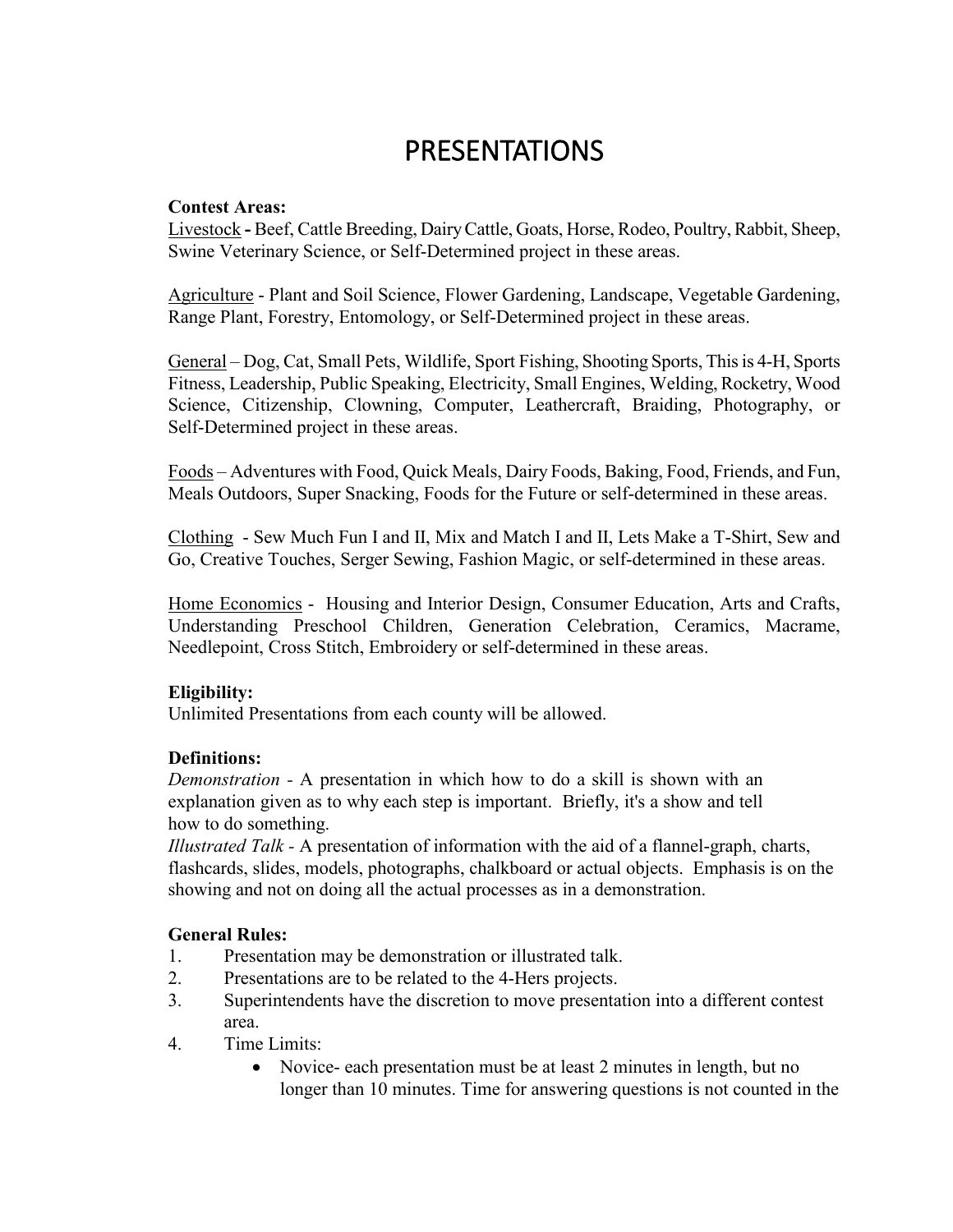# PRESENTATIONS

**Contest Areas:**

Livestock **-** Beef, Cattle Breeding, Dairy Cattle, Goats, Horse, Rodeo, Poultry, Rabbit, Sheep, Swine Veterinary Science, or Self-Determined project in these areas.

Agriculture - Plant and Soil Science, Flower Gardening, Landscape, Vegetable Gardening, Range Plant, Forestry, Entomology, or Self-Determined project in these areas.

General – Dog, Cat, Small Pets, Wildlife, Sport Fishing, Shooting Sports, This is 4-H, Sports Fitness, Leadership, Public Speaking, Electricity, Small Engines, Welding, Rocketry, Wood Science, Citizenship, Clowning, Computer, Leathercraft, Braiding, Photography, or Self-Determined project in these areas.

Foods – Adventures with Food, Quick Meals, Dairy Foods, Baking, Food, Friends, and Fun, Meals Outdoors, Super Snacking, Foods for the Future or self-determined in these areas.

Clothing - Sew Much Fun I and II, Mix and Match I and II, Lets Make a T-Shirt, Sew and Go, Creative Touches, Serger Sewing, Fashion Magic, or self-determined in these areas.

Home Economics - Housing and Interior Design, Consumer Education, Arts and Crafts, Understanding Preschool Children, Generation Celebration, Ceramics, Macrame, Needlepoint, Cross Stitch, Embroidery or self-determined in these areas.

**Eligibility:**

Unlimited Presentations from each county will be allowed.

**Definitions:**

*Demonstration* - A presentation in which how to do a skill is shown with an explanation given as to why each step is important. Briefly, it's a show and tell how to do something.

*Illustrated Talk* - A presentation of information with the aid of a flannel-graph, charts, flashcards, slides, models, photographs, chalkboard or actual objects. Emphasis is on the showing and not on doing all the actual processes as in a demonstration.

**General Rules:**

1. Presentation may be demonstration or illustrated talk.
2. Presentations are to be related to the 4-Hers projects.
3. Superintendents have the discretion to move presentation into a different contest area.
4. Time Limits:
    - Novice- each presentation must be at least 2 minutes in length, but no longer than 10 minutes. Time for answering questions is not counted in the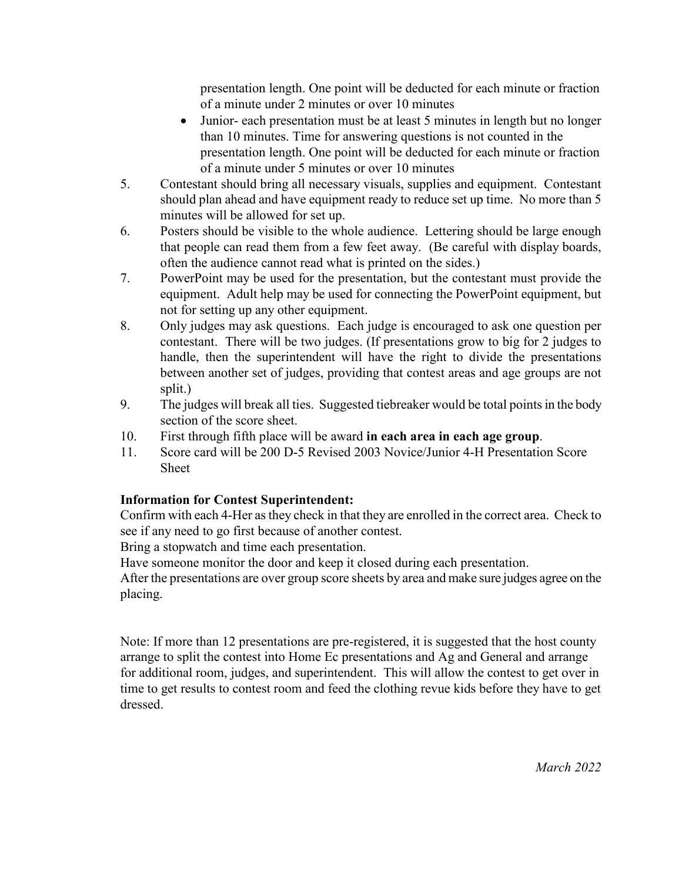presentation length. One point will be deducted for each minute or fraction of a minute under 2 minutes or over 10 minutes

- Junior- each presentation must be at least 5 minutes in length but no longer than 10 minutes. Time for answering questions is not counted in the presentation length. One point will be deducted for each minute or fraction of a minute under 5 minutes or over 10 minutes

5. Contestant should bring all necessary visuals, supplies and equipment. Contestant should plan ahead and have equipment ready to reduce set up time. No more than 5 minutes will be allowed for set up.
6. Posters should be visible to the whole audience. Lettering should be large enough that people can read them from a few feet away. (Be careful with display boards, often the audience cannot read what is printed on the sides.)
7. PowerPoint may be used for the presentation, but the contestant must provide the equipment. Adult help may be used for connecting the PowerPoint equipment, but not for setting up any other equipment.
8. Only judges may ask questions. Each judge is encouraged to ask one question per contestant. There will be two judges. (If presentations grow to big for 2 judges to handle, then the superintendent will have the right to divide the presentations between another set of judges, providing that contest areas and age groups are not split.)
9. The judges will break all ties. Suggested tiebreaker would be total points in the body section of the score sheet.
10. First through fifth place will be award **in each area in each age group**.
11. Score card will be 200 D-5 Revised 2003 Novice/Junior 4-H Presentation Score Sheet

**Information for Contest Superintendent:**

Confirm with each 4-Her as they check in that they are enrolled in the correct area. Check to see if any need to go first because of another contest.

Bring a stopwatch and time each presentation.

Have someone monitor the door and keep it closed during each presentation.

After the presentations are over group score sheets by area and make sure judges agree on the placing.

Note: If more than 12 presentations are pre-registered, it is suggested that the host county arrange to split the contest into Home Ec presentations and Ag and General and arrange for additional room, judges, and superintendent. This will allow the contest to get over in time to get results to contest room and feed the clothing revue kids before they have to get dressed.

*March 2022*